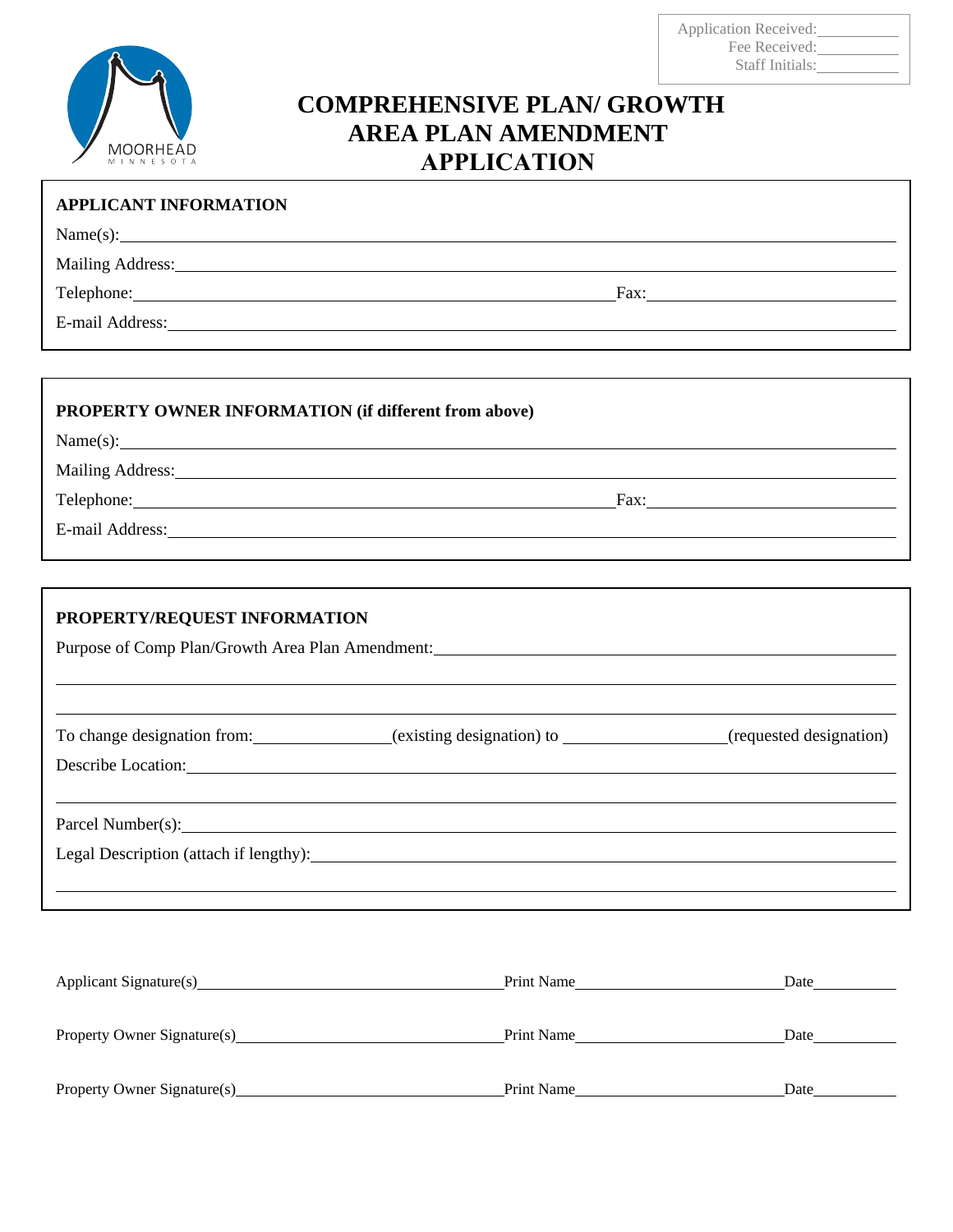Application Received:\_\_\_\_\_\_\_\_\_\_
Fee Received:\_\_\_\_\_\_\_\_\_\_
Staff Initials:\_\_\_\_\_\_\_\_\_\_

MOORHEAD
MINNESOTA

# COMPREHENSIVE PLAN/ GROWTH AREA PLAN AMENDMENT APPLICATION

## APPLICANT INFORMATION

Name(s):\_\_\_\_\_\_\_\_\_\_\_\_\_\_\_\_\_\_\_\_\_\_\_\_\_\_\_\_\_\_\_\_\_\_\_\_\_\_\_\_

Mailing Address:\_\_\_\_\_\_\_\_\_\_\_\_\_\_\_\_\_\_\_\_\_\_\_\_\_\_\_\_\_\_\_\_\_\_\_\_\_\_\_\_

Telephone:\_\_\_\_\_\_\_\_\_\_\_\_\_\_\_\_\_\_\_\_\_\_\_\_\_\_ Fax:\_\_\_\_\_\_\_\_\_\_\_\_\_\_\_\_\_\_

E-mail Address:\_\_\_\_\_\_\_\_\_\_\_\_\_\_\_\_\_\_\_\_\_\_\_\_\_\_\_\_\_\_\_\_\_\_\_\_\_\_\_\_

## PROPERTY OWNER INFORMATION (if different from above)

Name(s):\_\_\_\_\_\_\_\_\_\_\_\_\_\_\_\_\_\_\_\_\_\_\_\_\_\_\_\_\_\_\_\_\_\_\_\_\_\_\_\_

Mailing Address:\_\_\_\_\_\_\_\_\_\_\_\_\_\_\_\_\_\_\_\_\_\_\_\_\_\_\_\_\_\_\_\_\_\_\_\_\_\_\_\_

Telephone:\_\_\_\_\_\_\_\_\_\_\_\_\_\_\_\_\_\_\_\_\_\_\_\_\_\_ Fax:\_\_\_\_\_\_\_\_\_\_\_\_\_\_\_\_\_\_

E-mail Address:\_\_\_\_\_\_\_\_\_\_\_\_\_\_\_\_\_\_\_\_\_\_\_\_\_\_\_\_\_\_\_\_\_\_\_\_\_\_\_\_

## PROPERTY/REQUEST INFORMATION

Purpose of Comp Plan/Growth Area Plan Amendment:\_\_\_\_\_\_\_\_\_\_\_\_\_\_\_\_\_\_\_\_\_\_\_\_\_\_\_\_

\_\_\_\_\_\_\_\_\_\_\_\_\_\_\_\_\_\_\_\_\_\_\_\_\_\_\_\_\_\_\_\_\_\_\_\_\_\_\_\_\_\_\_\_\_\_\_\_\_\_\_\_\_\_\_\_\_\_\_\_

\_\_\_\_\_\_\_\_\_\_\_\_\_\_\_\_\_\_\_\_\_\_\_\_\_\_\_\_\_\_\_\_\_\_\_\_\_\_\_\_\_\_\_\_\_\_\_\_\_\_\_\_\_\_\_\_\_\_\_\_

To change designation from:\_\_\_\_\_\_\_\_\_\_\_\_\_\_(existing designation) to \_\_\_\_\_\_\_\_\_\_\_\_\_\_\_\_(requested designation)

Describe Location:\_\_\_\_\_\_\_\_\_\_\_\_\_\_\_\_\_\_\_\_\_\_\_\_\_\_\_\_\_\_\_\_\_\_\_\_\_\_\_\_

\_\_\_\_\_\_\_\_\_\_\_\_\_\_\_\_\_\_\_\_\_\_\_\_\_\_\_\_\_\_\_\_\_\_\_\_\_\_\_\_\_\_\_\_\_\_\_\_\_\_\_\_\_\_\_\_\_\_\_\_

Parcel Number(s):\_\_\_\_\_\_\_\_\_\_\_\_\_\_\_\_\_\_\_\_\_\_\_\_\_\_\_\_\_\_\_\_\_\_\_\_\_\_\_\_

Legal Description (attach if lengthy):\_\_\_\_\_\_\_\_\_\_\_\_\_\_\_\_\_\_\_\_\_\_\_\_\_\_\_\_\_\_\_\_\_\_

\_\_\_\_\_\_\_\_\_\_\_\_\_\_\_\_\_\_\_\_\_\_\_\_\_\_\_\_\_\_\_\_\_\_\_\_\_\_\_\_\_\_\_\_\_\_\_\_\_\_\_\_\_\_\_\_\_\_\_\_

Applicant Signature(s)\_\_\_\_\_\_\_\_\_\_\_\_\_\_\_\_\_\_\_\_\_\_\_\_ Print Name\_\_\_\_\_\_\_\_\_\_\_\_\_\_\_\_\_\_ Date\_\_\_\_\_\_\_\_

Property Owner Signature(s)\_\_\_\_\_\_\_\_\_\_\_\_\_\_\_\_\_\_\_\_ Print Name\_\_\_\_\_\_\_\_\_\_\_\_\_\_\_\_\_\_ Date\_\_\_\_\_\_\_\_

Property Owner Signature(s)\_\_\_\_\_\_\_\_\_\_\_\_\_\_\_\_\_\_\_\_ Print Name\_\_\_\_\_\_\_\_\_\_\_\_\_\_\_\_\_\_ Date\_\_\_\_\_\_\_\_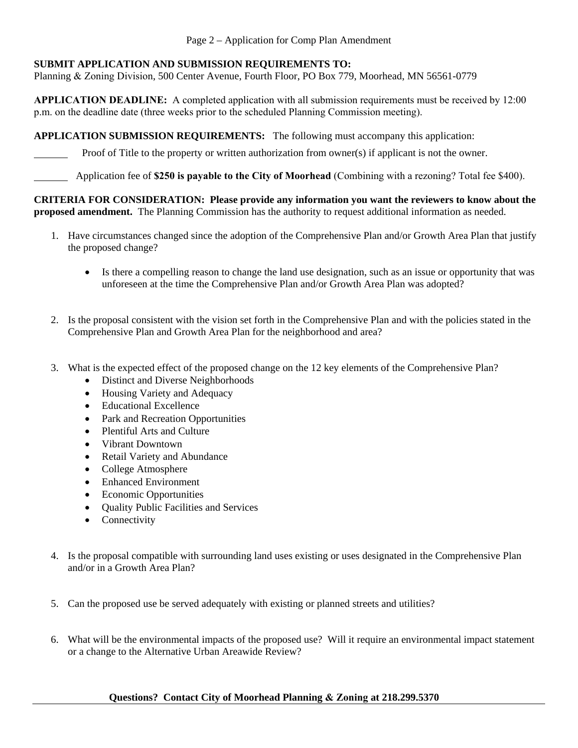**SUBMIT APPLICATION AND SUBMISSION REQUIREMENTS TO:**
Planning & Zoning Division, 500 Center Avenue, Fourth Floor, PO Box 779, Moorhead, MN 56561-0779

**APPLICATION DEADLINE:** A completed application with all submission requirements must be received by 12:00 p.m. on the deadline date (three weeks prior to the scheduled Planning Commission meeting).

**APPLICATION SUBMISSION REQUIREMENTS:** The following must accompany this application:

_______ Proof of Title to the property or written authorization from owner(s) if applicant is not the owner.

_______ Application fee of **$250 is payable to the City of Moorhead** (Combining with a rezoning? Total fee $400).

**CRITERIA FOR CONSIDERATION: Please provide any information you want the reviewers to know about the proposed amendment.** The Planning Commission has the authority to request additional information as needed.

1. Have circumstances changed since the adoption of the Comprehensive Plan and/or Growth Area Plan that justify the proposed change?
   - Is there a compelling reason to change the land use designation, such as an issue or opportunity that was unforeseen at the time the Comprehensive Plan and/or Growth Area Plan was adopted?

2. Is the proposal consistent with the vision set forth in the Comprehensive Plan and with the policies stated in the Comprehensive Plan and Growth Area Plan for the neighborhood and area?

3. What is the expected effect of the proposed change on the 12 key elements of the Comprehensive Plan?
   - Distinct and Diverse Neighborhoods
   - Housing Variety and Adequacy
   - Educational Excellence
   - Park and Recreation Opportunities
   - Plentiful Arts and Culture
   - Vibrant Downtown
   - Retail Variety and Abundance
   - College Atmosphere
   - Enhanced Environment
   - Economic Opportunities
   - Quality Public Facilities and Services
   - Connectivity

4. Is the proposal compatible with surrounding land uses existing or uses designated in the Comprehensive Plan and/or in a Growth Area Plan?

5. Can the proposed use be served adequately with existing or planned streets and utilities?

6. What will be the environmental impacts of the proposed use? Will it require an environmental impact statement or a change to the Alternative Urban Areawide Review?

**Questions? Contact City of Moorhead Planning & Zoning at 218.299.5370**